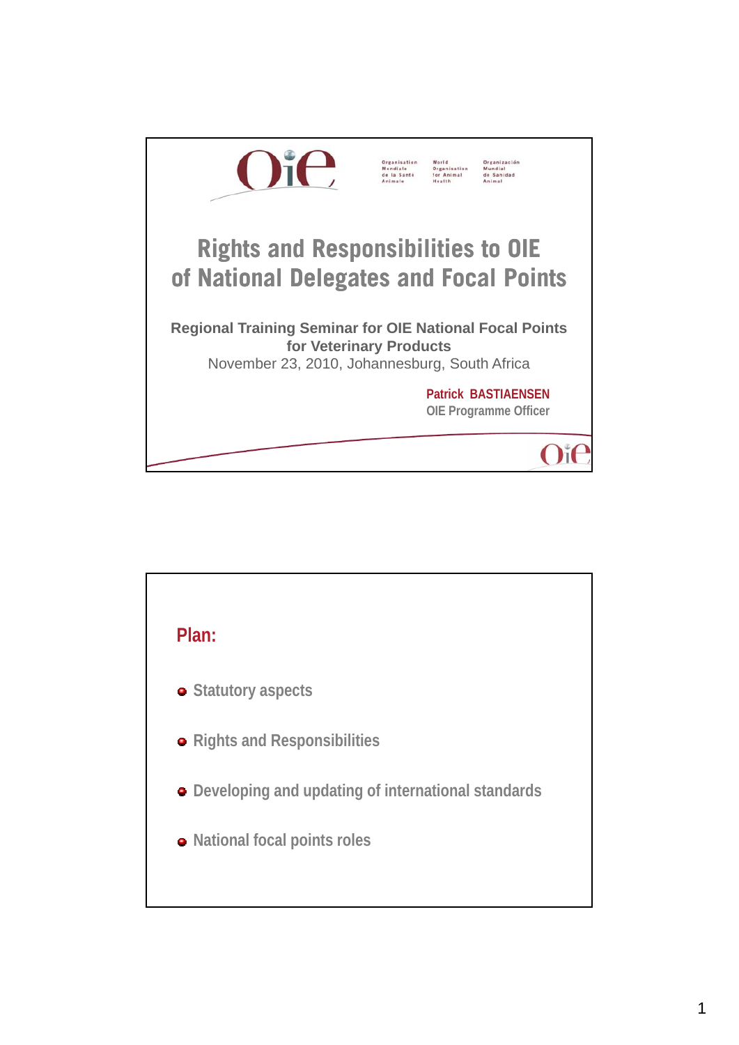Organisation Mondiale de la Santé Animale — World Organisation for Animal Health — Organización Mundial de Sanidad Animal

# Rights and Responsibilities to OIE of National Delegates and Focal Points

**Regional Training Seminar for OIE National Focal Points for Veterinary Products**

November 23, 2010, Johannesburg, South Africa

**Patrick BASTIAENSEN**
OIE Programme Officer

---

## Plan:

- Statutory aspects
- Rights and Responsibilities
- Developing and updating of international standards
- National focal points roles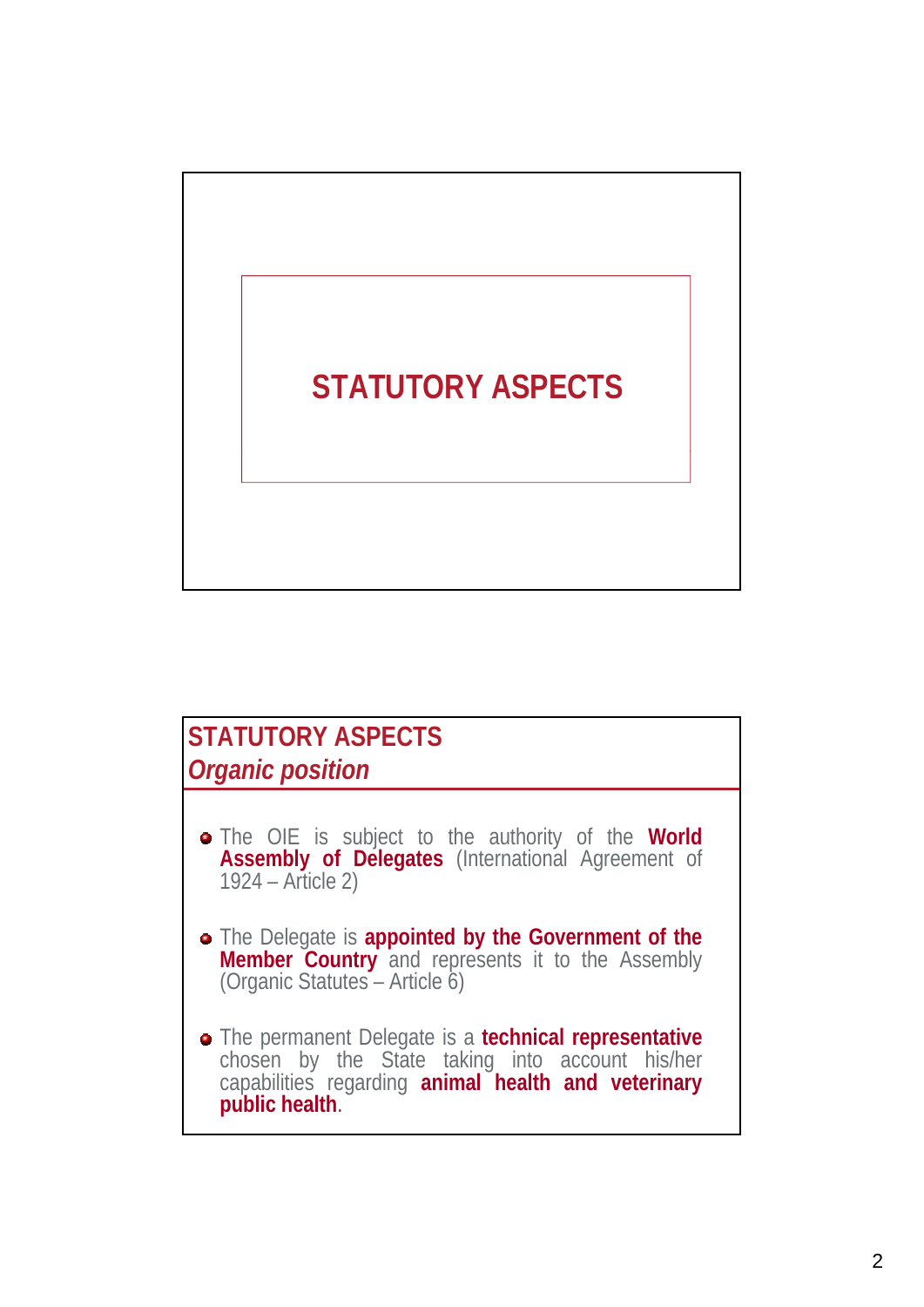# STATUTORY ASPECTS

## STATUTORY ASPECTS
### *Organic position*

- The OIE is subject to the authority of the **World Assembly of Delegates** (International Agreement of 1924 – Article 2)
- The Delegate is **appointed by the Government of the Member Country** and represents it to the Assembly (Organic Statutes – Article 6)
- The permanent Delegate is a **technical representative** chosen by the State taking into account his/her capabilities regarding **animal health and veterinary public health**.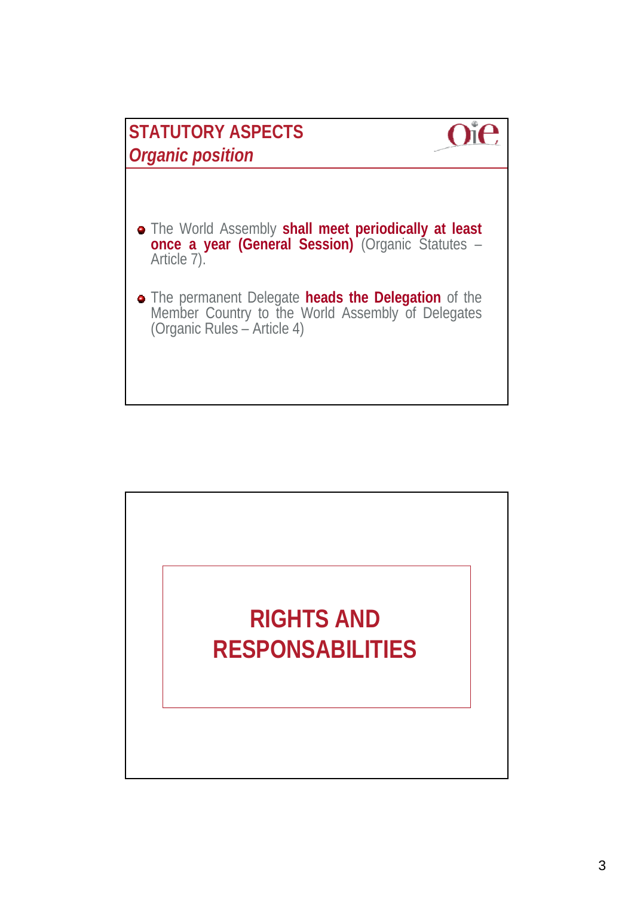## STATUTORY ASPECTS

### *Organic position*

- The World Assembly **shall meet periodically at least once a year (General Session)** (Organic Statutes – Article 7).
- The permanent Delegate **heads the Delegation** of the Member Country to the World Assembly of Delegates (Organic Rules – Article 4)

## RIGHTS AND RESPONSABILITIES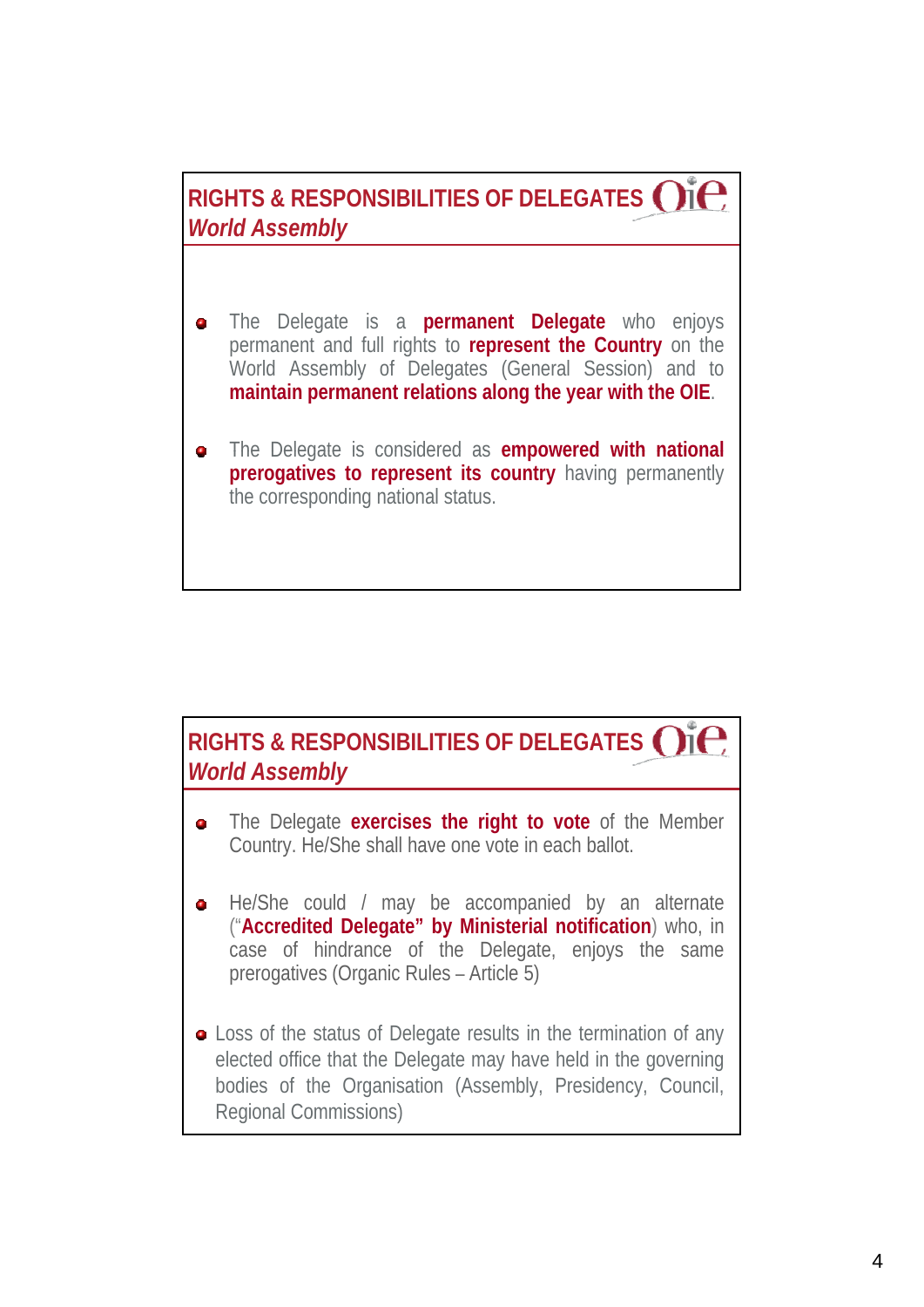## RIGHTS & RESPONSIBILITIES OF DELEGATES
### *World Assembly*

- The Delegate is a **permanent Delegate** who enjoys permanent and full rights to **represent the Country** on the World Assembly of Delegates (General Session) and to **maintain permanent relations along the year with the OIE**.
- The Delegate is considered as **empowered with national prerogatives to represent its country** having permanently the corresponding national status.

## RIGHTS & RESPONSIBILITIES OF DELEGATES
### *World Assembly*

- The Delegate **exercises the right to vote** of the Member Country. He/She shall have one vote in each ballot.
- He/She could / may be accompanied by an alternate ("**Accredited Delegate" by Ministerial notification**) who, in case of hindrance of the Delegate, enjoys the same prerogatives (Organic Rules – Article 5)
- Loss of the status of Delegate results in the termination of any elected office that the Delegate may have held in the governing bodies of the Organisation (Assembly, Presidency, Council, Regional Commissions)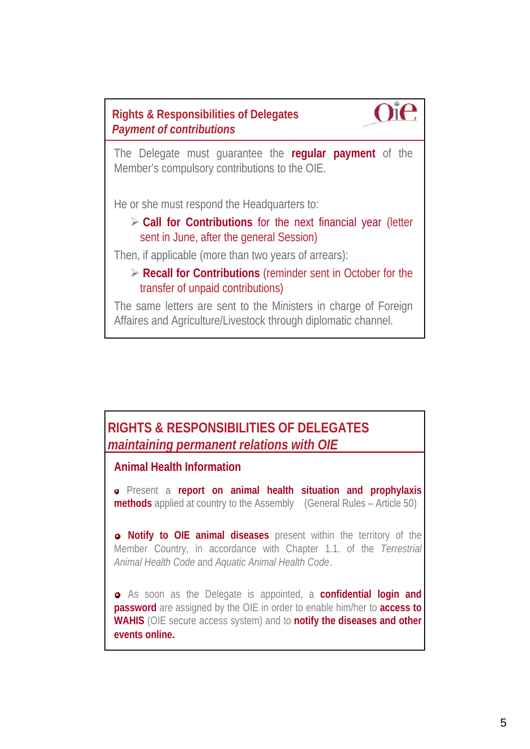## Rights & Responsibilities of Delegates

### *Payment of contributions*

The Delegate must guarantee the **regular payment** of the Member's compulsory contributions to the OIE.

He or she must respond the Headquarters to:

- **Call for Contributions** for the next financial year (letter sent in June, after the general Session)

Then, if applicable (more than two years of arrears):

- **Recall for Contributions** (reminder sent in October for the transfer of unpaid contributions)

The same letters are sent to the Ministers in charge of Foreign Affaires and Agriculture/Livestock through diplomatic channel.

## RIGHTS & RESPONSIBILITIES OF DELEGATES

### *maintaining permanent relations with OIE*

**Animal Health Information**

- Present a **report on animal health situation and prophylaxis methods** applied at country to the Assembly (General Rules – Article 50)

- **Notify to OIE animal diseases** present within the territory of the Member Country, in accordance with Chapter 1.1. of the *Terrestrial Animal Health Code* and *Aquatic Animal Health Code*.

- As soon as the Delegate is appointed, a **confidential login and password** are assigned by the OIE in order to enable him/her to **access to WAHIS** (OIE secure access system) and to **notify the diseases and other events online.**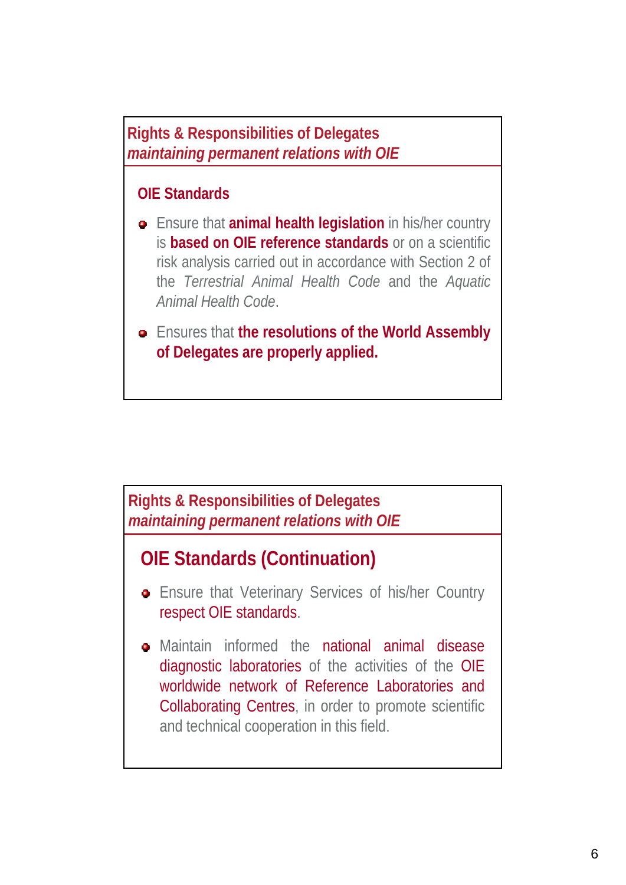## Rights & Responsibilities of Delegates
*maintaining permanent relations with OIE*

### OIE Standards

- Ensure that **animal health legislation** in his/her country is **based on OIE reference standards** or on a scientific risk analysis carried out in accordance with Section 2 of the *Terrestrial Animal Health Code* and the *Aquatic Animal Health Code*.
- Ensures that **the resolutions of the World Assembly of Delegates are properly applied.**

## Rights & Responsibilities of Delegates
*maintaining permanent relations with OIE*

### OIE Standards (Continuation)

- Ensure that Veterinary Services of his/her Country respect OIE standards.
- Maintain informed the national animal disease diagnostic laboratories of the activities of the OIE worldwide network of Reference Laboratories and Collaborating Centres, in order to promote scientific and technical cooperation in this field.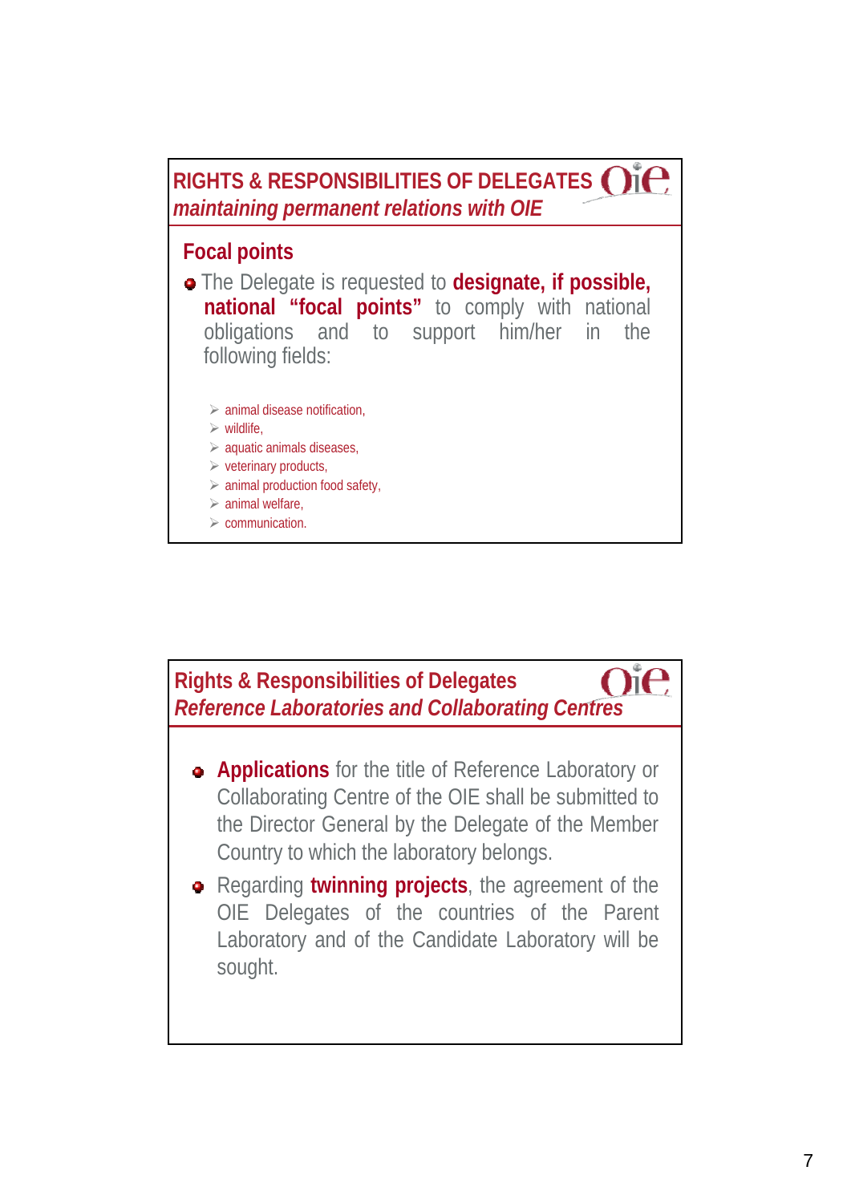## RIGHTS & RESPONSIBILITIES OF DELEGATES
### *maintaining permanent relations with OIE*

### Focal points

- The Delegate is requested to **designate, if possible, national "focal points"** to comply with national obligations and to support him/her in the following fields:
  - animal disease notification,
  - wildlife,
  - aquatic animals diseases,
  - veterinary products,
  - animal production food safety,
  - animal welfare,
  - communication.

## Rights & Responsibilities of Delegates
### *Reference Laboratories and Collaborating Centres*

- **Applications** for the title of Reference Laboratory or Collaborating Centre of the OIE shall be submitted to the Director General by the Delegate of the Member Country to which the laboratory belongs.
- Regarding **twinning projects**, the agreement of the OIE Delegates of the countries of the Parent Laboratory and of the Candidate Laboratory will be sought.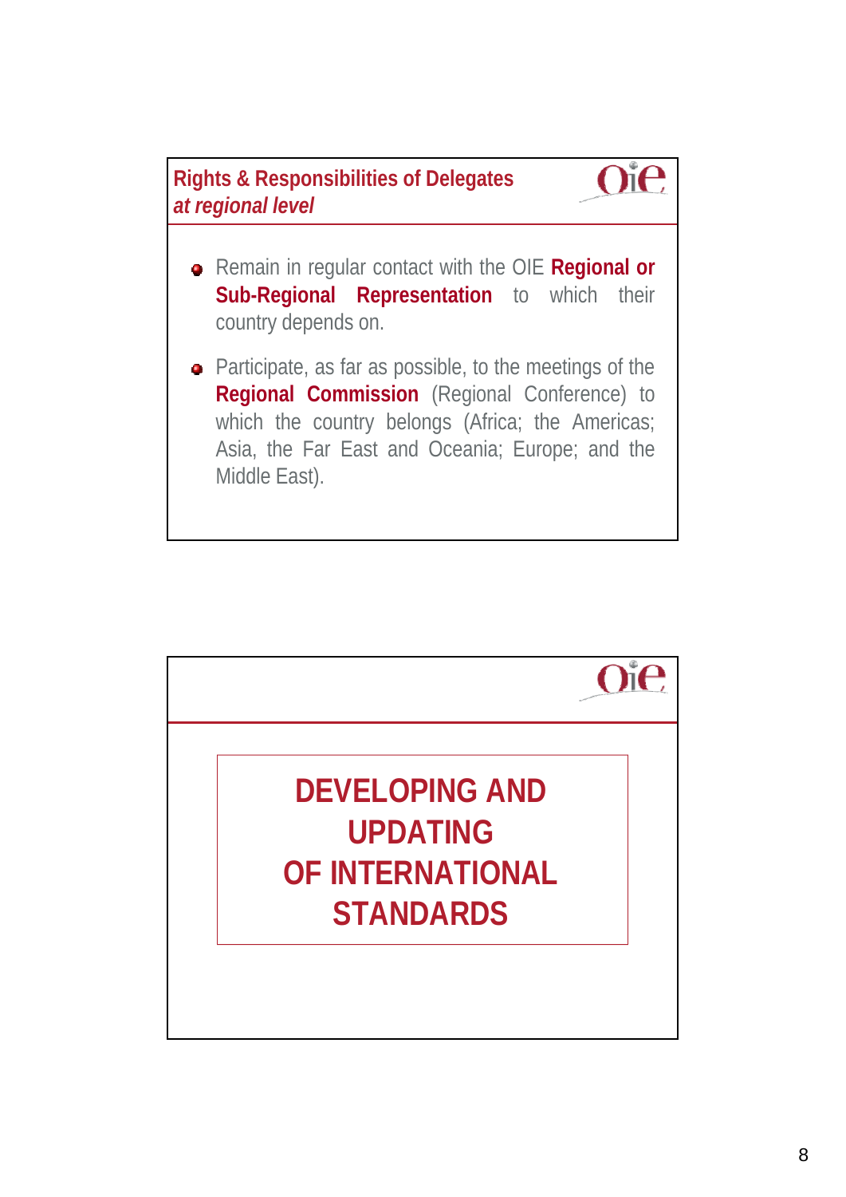## Rights & Responsibilities of Delegates *at regional level*

- Remain in regular contact with the OIE **Regional or Sub-Regional Representation** to which their country depends on.
- Participate, as far as possible, to the meetings of the **Regional Commission** (Regional Conference) to which the country belongs (Africa; the Americas; Asia, the Far East and Oceania; Europe; and the Middle East).

## DEVELOPING AND UPDATING OF INTERNATIONAL STANDARDS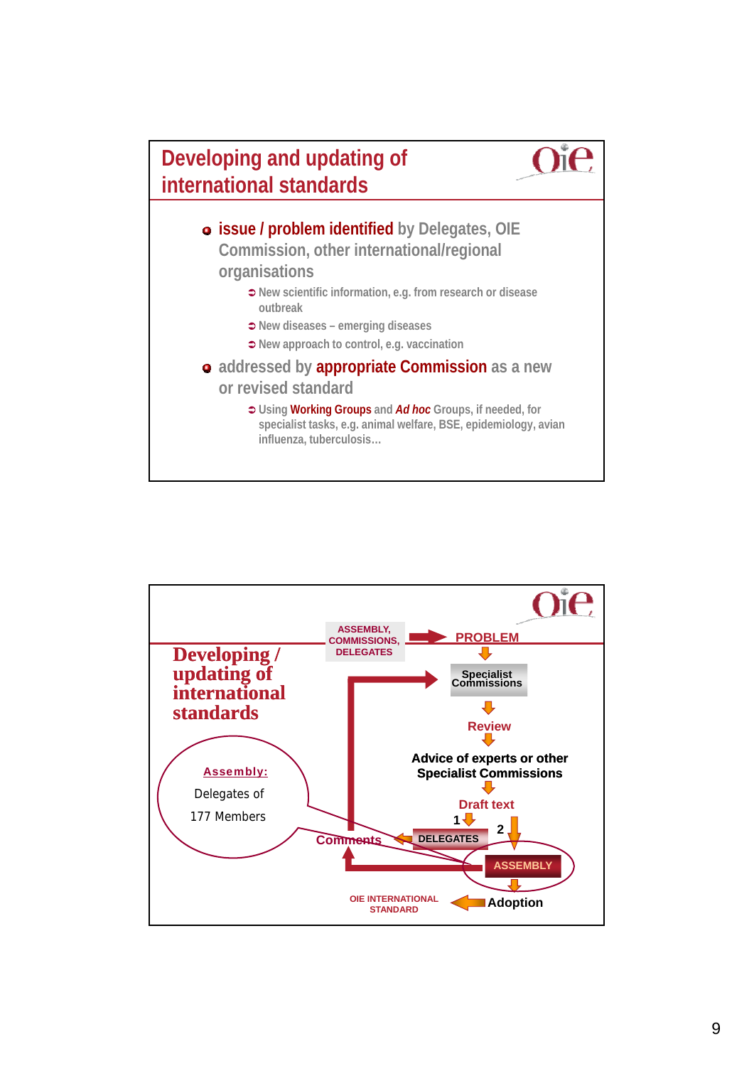## Developing and updating of international standards

- **issue / problem identified** by Delegates, OIE Commission, other international/regional organisations
  - New scientific information, e.g. from research or disease outbreak
  - New diseases – emerging diseases
  - New approach to control, e.g. vaccination
- addressed by **appropriate Commission** as a new or revised standard
  - Using **Working Groups** and ***Ad hoc*** Groups, if needed, for specialist tasks, e.g. animal welfare, BSE, epidemiology, avian influenza, tuberculosis…

## Developing / updating of international standards

**Assembly:** Delegates of 177 Members

ASSEMBLY, COMMISSIONS, DELEGATES → PROBLEM

PROBLEM → Specialist Commissions → Review → Advice of experts or other Specialist Commissions → Draft text

Draft text → 1 DELEGATES → Comments → Specialist Commissions

Draft text → 2 ASSEMBLY → Adoption → OIE INTERNATIONAL STANDARD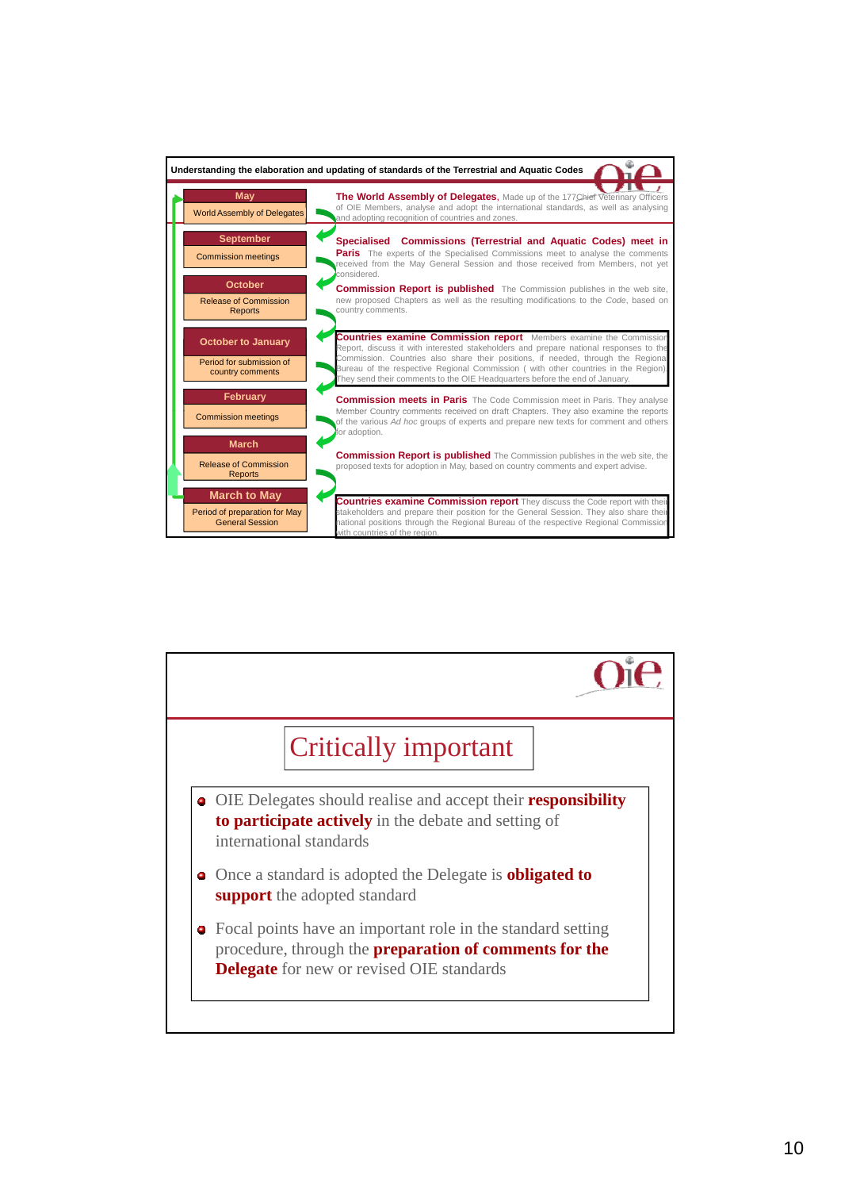## Understanding the elaboration and updating of standards of the Terrestrial and Aquatic Codes

| Month | Activity | Description |
|---|---|---|
| **May** | World Assembly of Delegates | **The World Assembly of Delegates**, Made up of the 177 Chief Veterinary Officers of OIE Members, analyse and adopt the international standards, as well as analysing and adopting recognition of countries and zones. |
| **September** | Commission meetings | **Specialised Commissions (Terrestrial and Aquatic Codes) meet in Paris** The experts of the Specialised Commissions meet to analyse the comments received from the May General Session and those received from Members, not yet considered. |
| **October** | Release of Commission Reports | **Commission Report is published** The Commission publishes in the web site, new proposed Chapters as well as the resulting modifications to the *Code*, based on country comments. |
| **October to January** | Period for submission of country comments | **Countries examine Commission report** Members examine the Commission Report, discuss it with interested stakeholders and prepare national responses to the Commission. Countries also share their positions, if needed, through the Regional Bureau of the respective Regional Commission ( with other countries in the Region) They send their comments to the OIE Headquarters before the end of January. |
| **February** | Commission meetings | **Commission meets in Paris** The Code Commission meet in Paris. They analyse Member Country comments received on draft Chapters. They also examine the reports of the various *Ad hoc* groups of experts and prepare new texts for comment and others for adoption. |
| **March** | Release of Commission Reports | **Commission Report is published** The Commission publishes in the web site, the proposed texts for adoption in May, based on country comments and expert advise. |
| **March to May** | Period of preparation for May General Session | **Countries examine Commission report** They discuss the Code report with their stakeholders and prepare their position for the General Session. They also share their national positions through the Regional Bureau of the respective Regional Commission with countries of the region. |

## Critically important

- OIE Delegates should realise and accept their **responsibility to participate actively** in the debate and setting of international standards
- Once a standard is adopted the Delegate is **obligated to support** the adopted standard
- Focal points have an important role in the standard setting procedure, through the **preparation of comments for the Delegate** for new or revised OIE standards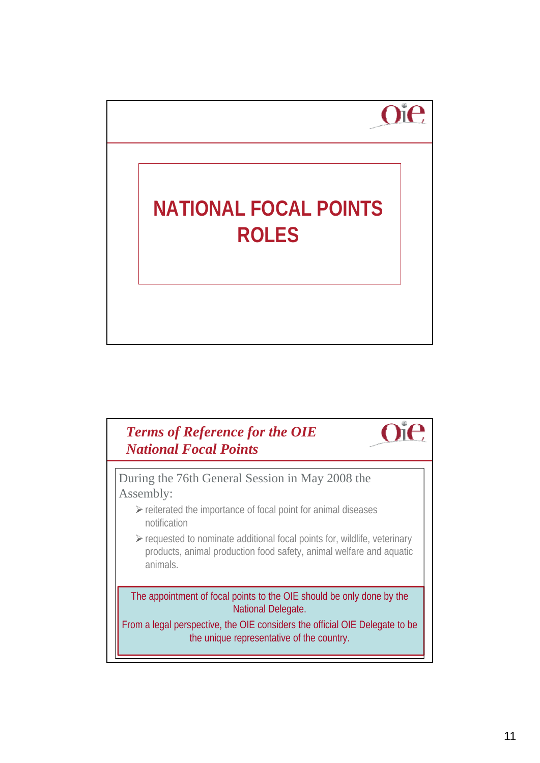# NATIONAL FOCAL POINTS ROLES

## *Terms of Reference for the OIE National Focal Points*

During the 76th General Session in May 2008 the Assembly:

- reiterated the importance of focal point for animal diseases notification
- requested to nominate additional focal points for, wildlife, veterinary products, animal production food safety, animal welfare and aquatic animals.

The appointment of focal points to the OIE should be only done by the National Delegate.

From a legal perspective, the OIE considers the official OIE Delegate to be the unique representative of the country.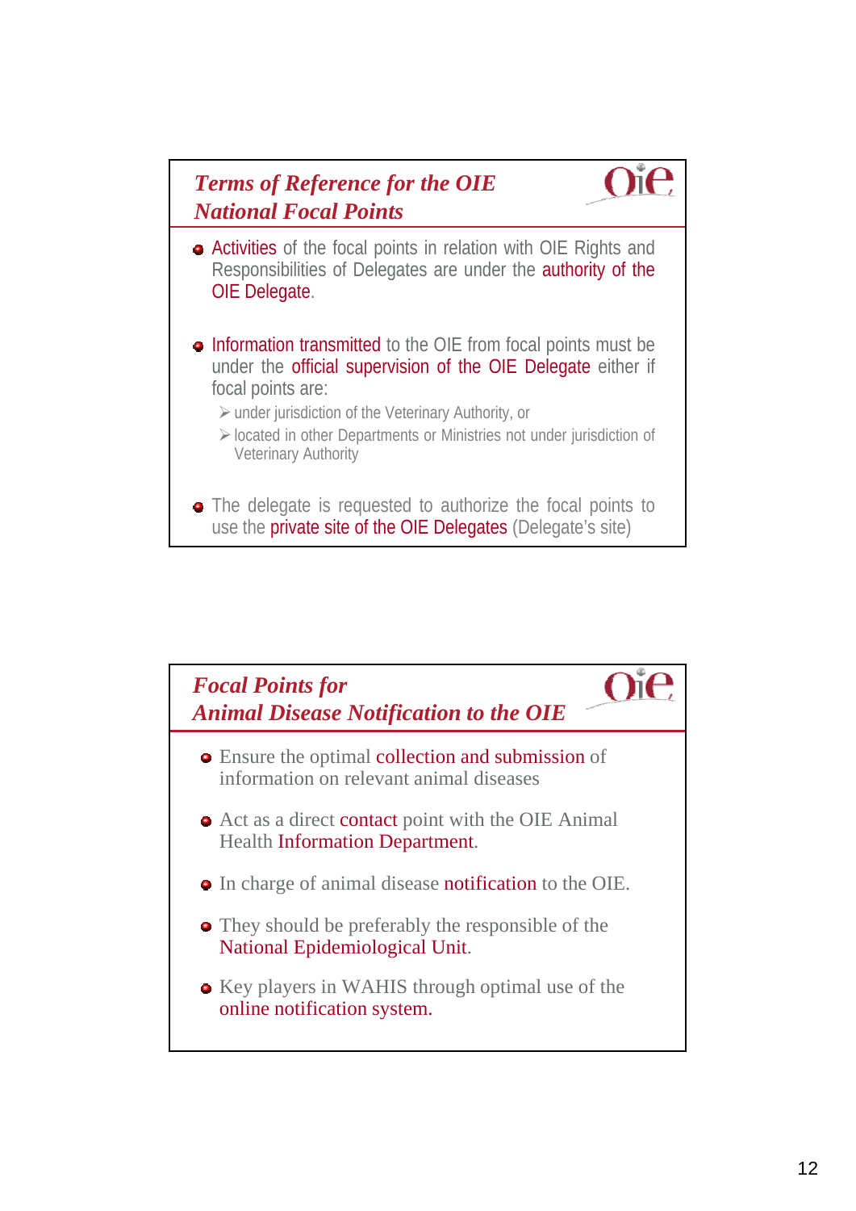## *Terms of Reference for the OIE National Focal Points*

- Activities of the focal points in relation with OIE Rights and Responsibilities of Delegates are under the authority of the OIE Delegate.
- Information transmitted to the OIE from focal points must be under the official supervision of the OIE Delegate either if focal points are:
  - under jurisdiction of the Veterinary Authority, or
  - located in other Departments or Ministries not under jurisdiction of Veterinary Authority
- The delegate is requested to authorize the focal points to use the private site of the OIE Delegates (Delegate's site)

## *Focal Points for Animal Disease Notification to the OIE*

- Ensure the optimal collection and submission of information on relevant animal diseases
- Act as a direct contact point with the OIE Animal Health Information Department.
- In charge of animal disease notification to the OIE.
- They should be preferably the responsible of the National Epidemiological Unit.
- Key players in WAHIS through optimal use of the online notification system.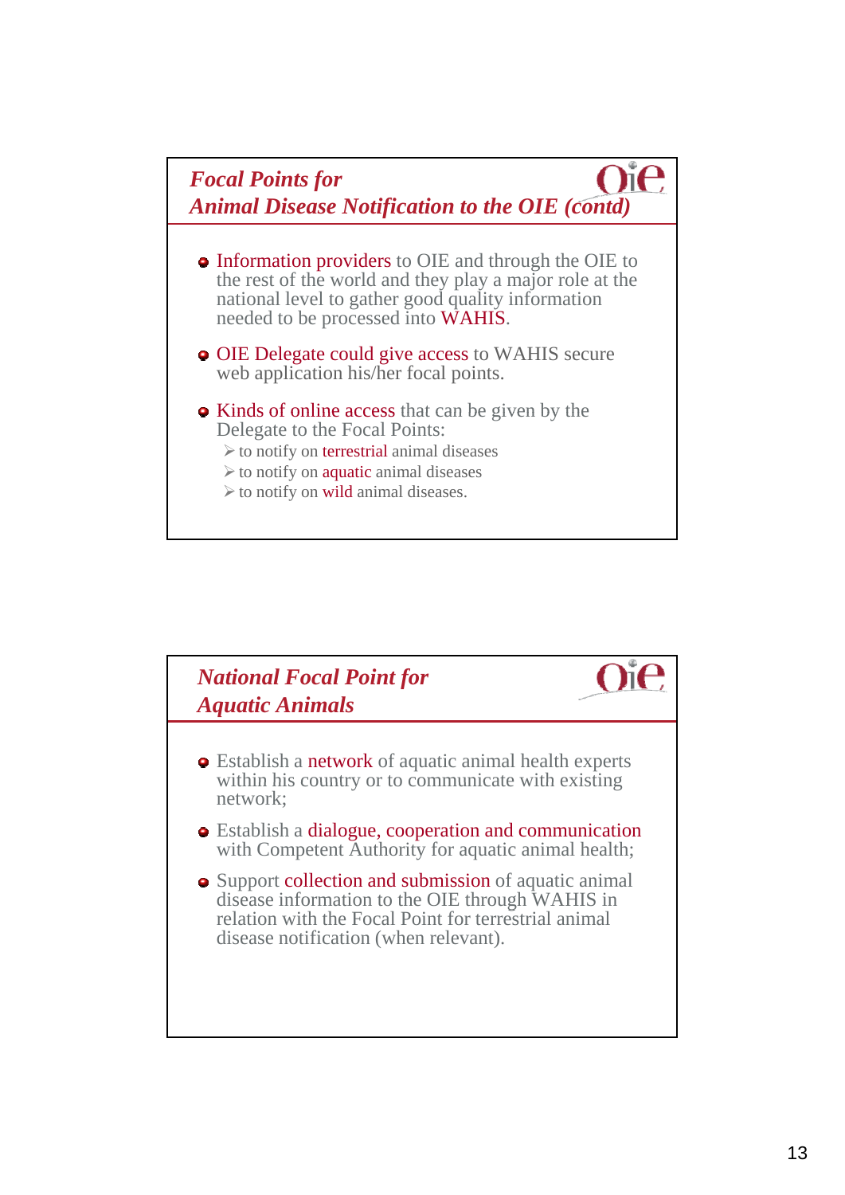## *Focal Points for Animal Disease Notification to the OIE (contd)*

- Information providers to OIE and through the OIE to the rest of the world and they play a major role at the national level to gather good quality information needed to be processed into WAHIS.
- OIE Delegate could give access to WAHIS secure web application his/her focal points.
- Kinds of online access that can be given by the Delegate to the Focal Points:
  - to notify on terrestrial animal diseases
  - to notify on aquatic animal diseases
  - to notify on wild animal diseases.

## *National Focal Point for Aquatic Animals*

- Establish a network of aquatic animal health experts within his country or to communicate with existing network;
- Establish a dialogue, cooperation and communication with Competent Authority for aquatic animal health;
- Support collection and submission of aquatic animal disease information to the OIE through WAHIS in relation with the Focal Point for terrestrial animal disease notification (when relevant).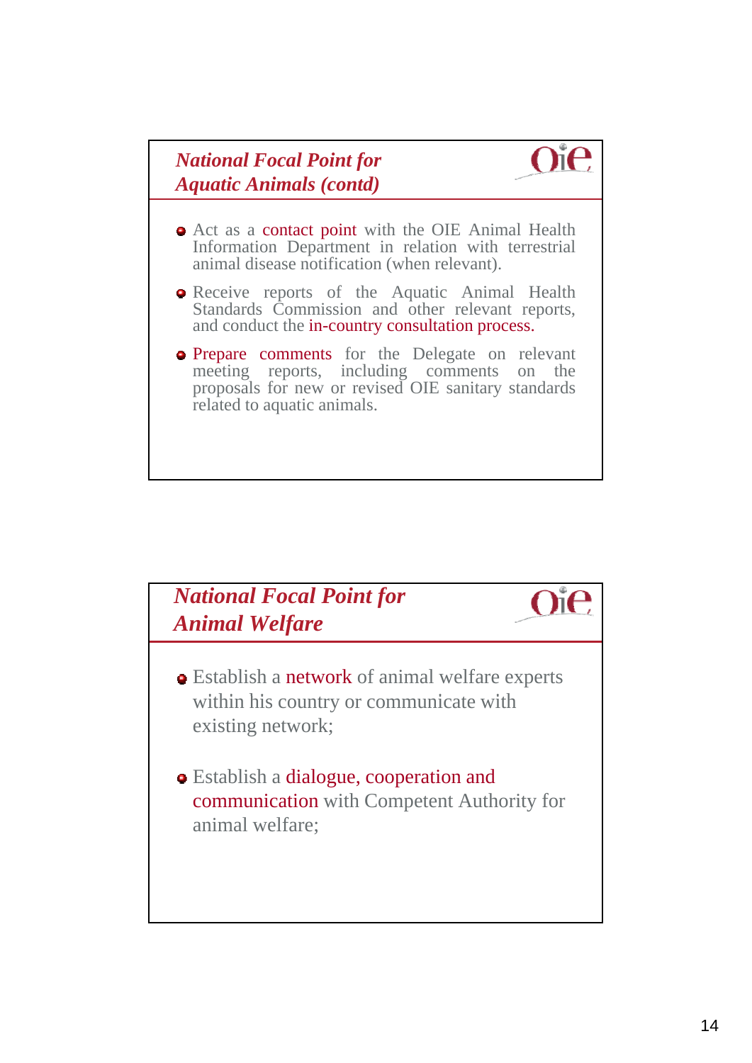## *National Focal Point for Aquatic Animals (contd)*

- Act as a contact point with the OIE Animal Health Information Department in relation with terrestrial animal disease notification (when relevant).
- Receive reports of the Aquatic Animal Health Standards Commission and other relevant reports, and conduct the in-country consultation process.
- Prepare comments for the Delegate on relevant meeting reports, including comments on the proposals for new or revised OIE sanitary standards related to aquatic animals.

## *National Focal Point for Animal Welfare*

- Establish a network of animal welfare experts within his country or communicate with existing network;
- Establish a dialogue, cooperation and communication with Competent Authority for animal welfare;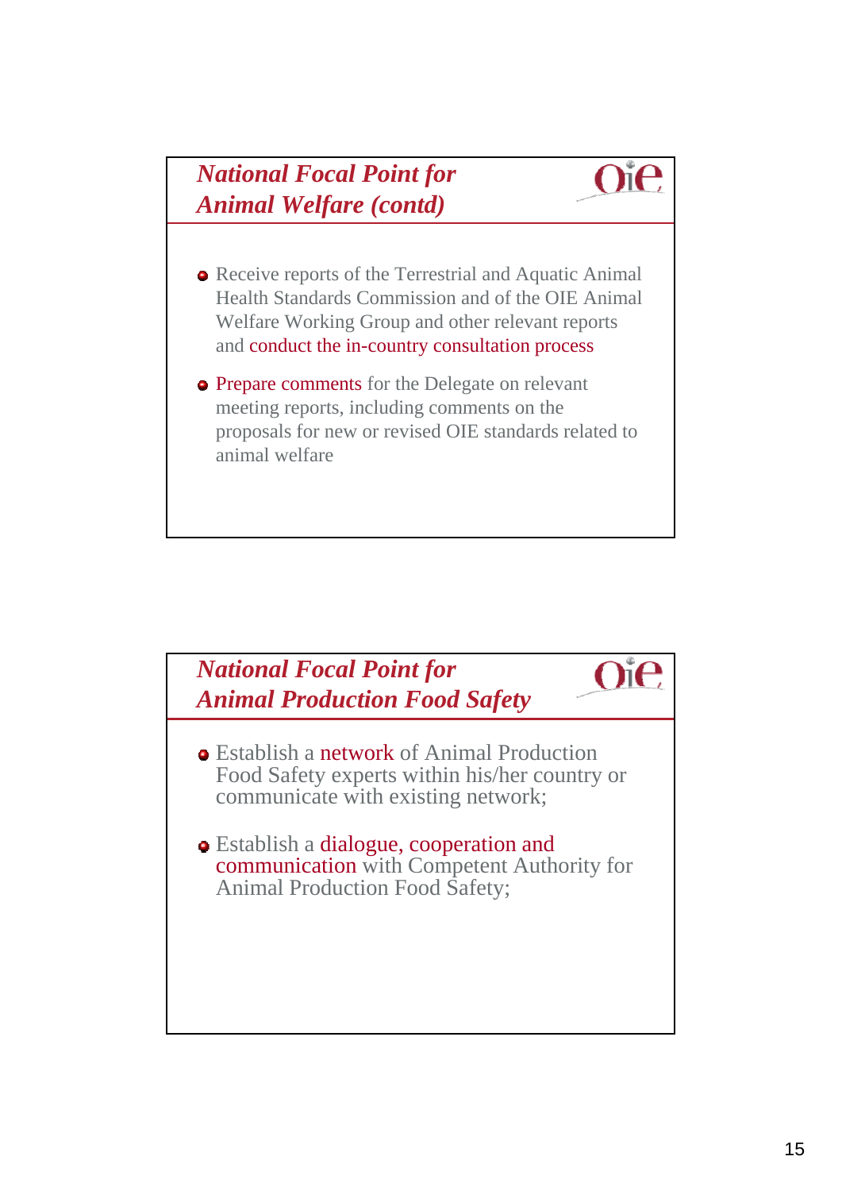## *National Focal Point for Animal Welfare (contd)*

- Receive reports of the Terrestrial and Aquatic Animal Health Standards Commission and of the OIE Animal Welfare Working Group and other relevant reports and conduct the in-country consultation process
- Prepare comments for the Delegate on relevant meeting reports, including comments on the proposals for new or revised OIE standards related to animal welfare

## *National Focal Point for Animal Production Food Safety*

- Establish a network of Animal Production Food Safety experts within his/her country or communicate with existing network;
- Establish a dialogue, cooperation and communication with Competent Authority for Animal Production Food Safety;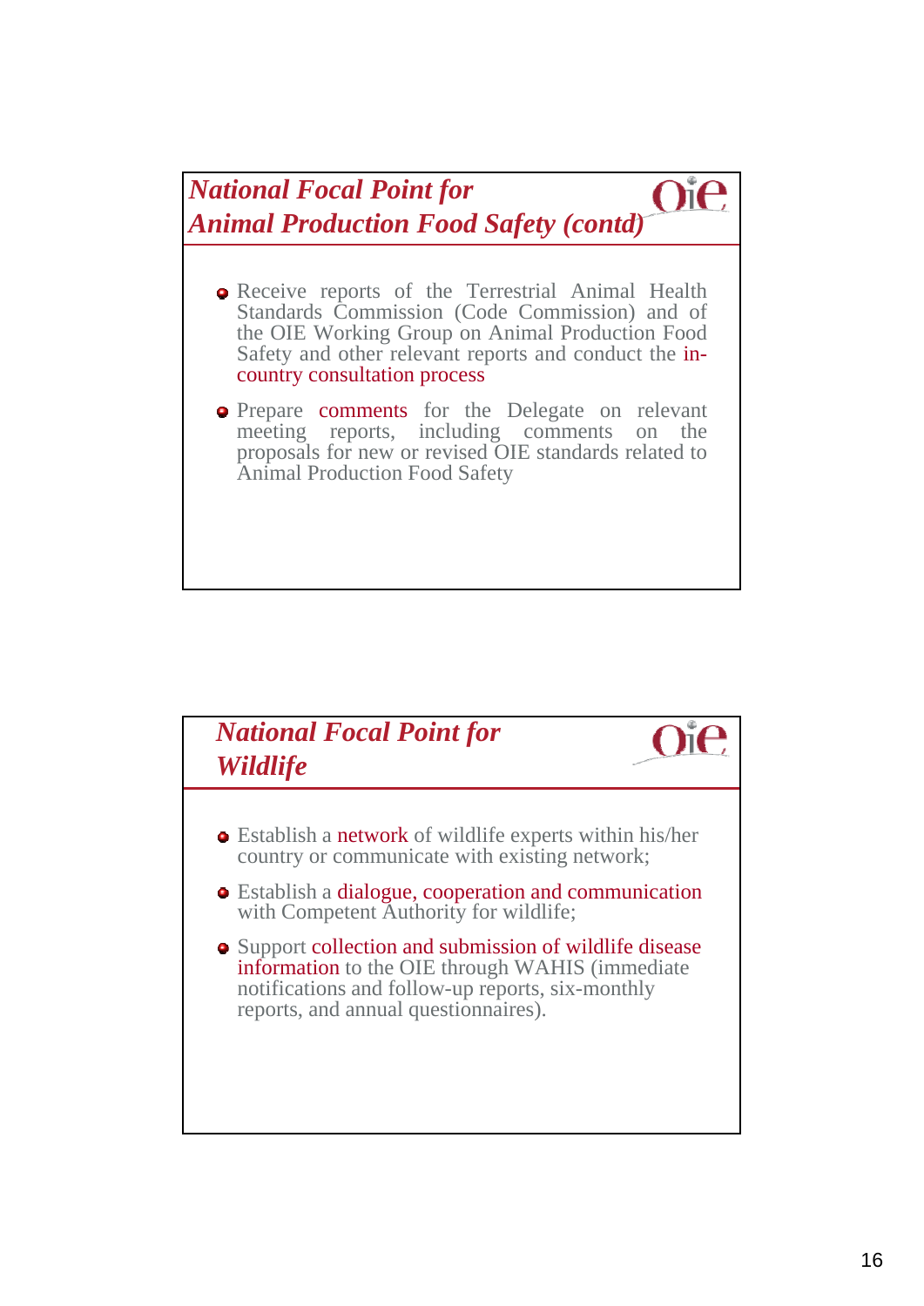## *National Focal Point for Animal Production Food Safety (contd)*

- Receive reports of the Terrestrial Animal Health Standards Commission (Code Commission) and of the OIE Working Group on Animal Production Food Safety and other relevant reports and conduct the in-country consultation process
- Prepare comments for the Delegate on relevant meeting reports, including comments on the proposals for new or revised OIE standards related to Animal Production Food Safety

## *National Focal Point for Wildlife*

- Establish a network of wildlife experts within his/her country or communicate with existing network;
- Establish a dialogue, cooperation and communication with Competent Authority for wildlife;
- Support collection and submission of wildlife disease information to the OIE through WAHIS (immediate notifications and follow-up reports, six-monthly reports, and annual questionnaires).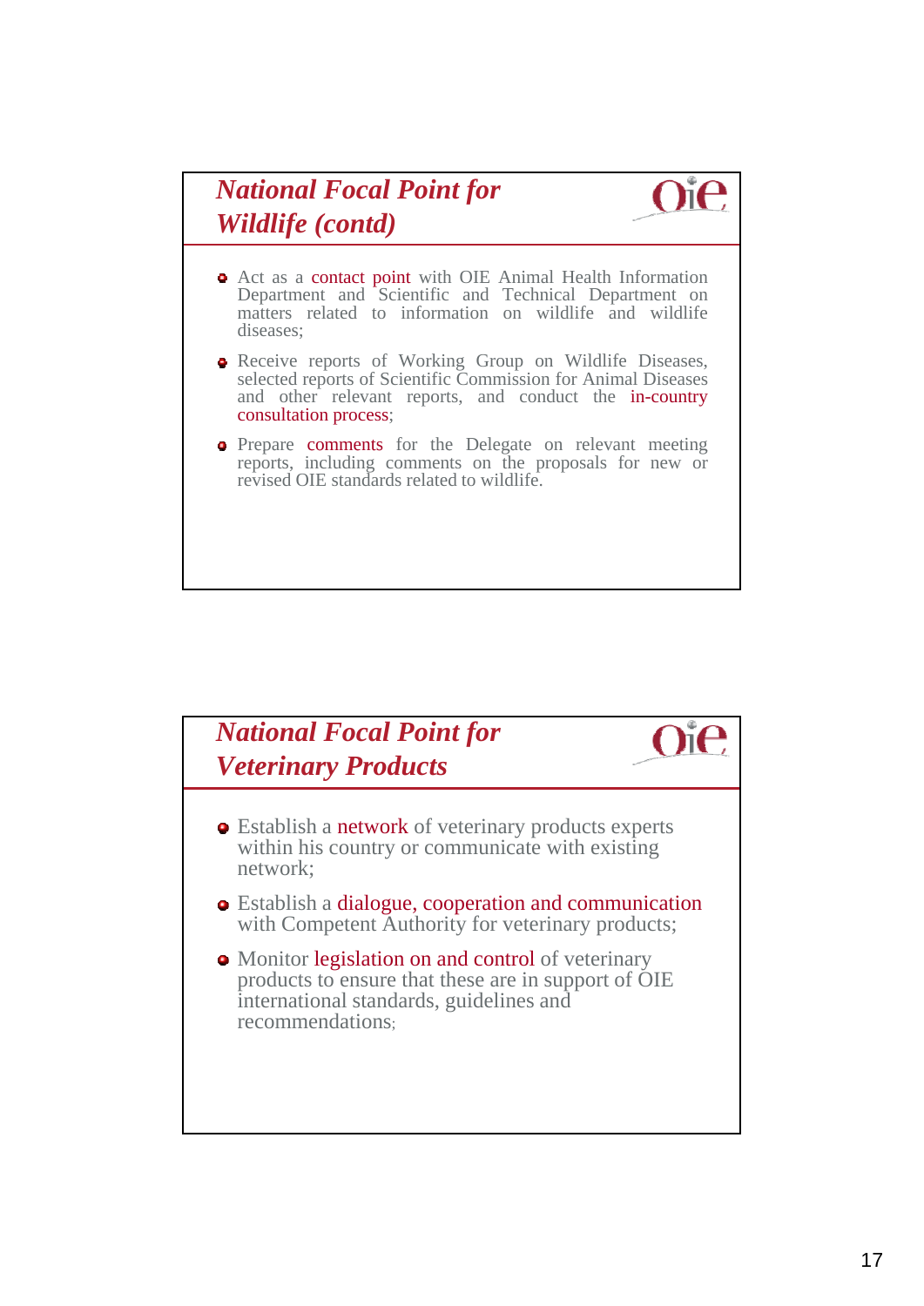## *National Focal Point for Wildlife (contd)*

- Act as a contact point with OIE Animal Health Information Department and Scientific and Technical Department on matters related to information on wildlife and wildlife diseases;
- Receive reports of Working Group on Wildlife Diseases, selected reports of Scientific Commission for Animal Diseases and other relevant reports, and conduct the in-country consultation process;
- Prepare comments for the Delegate on relevant meeting reports, including comments on the proposals for new or revised OIE standards related to wildlife.

## *National Focal Point for Veterinary Products*

- Establish a network of veterinary products experts within his country or communicate with existing network;
- Establish a dialogue, cooperation and communication with Competent Authority for veterinary products;
- Monitor legislation on and control of veterinary products to ensure that these are in support of OIE international standards, guidelines and recommendations;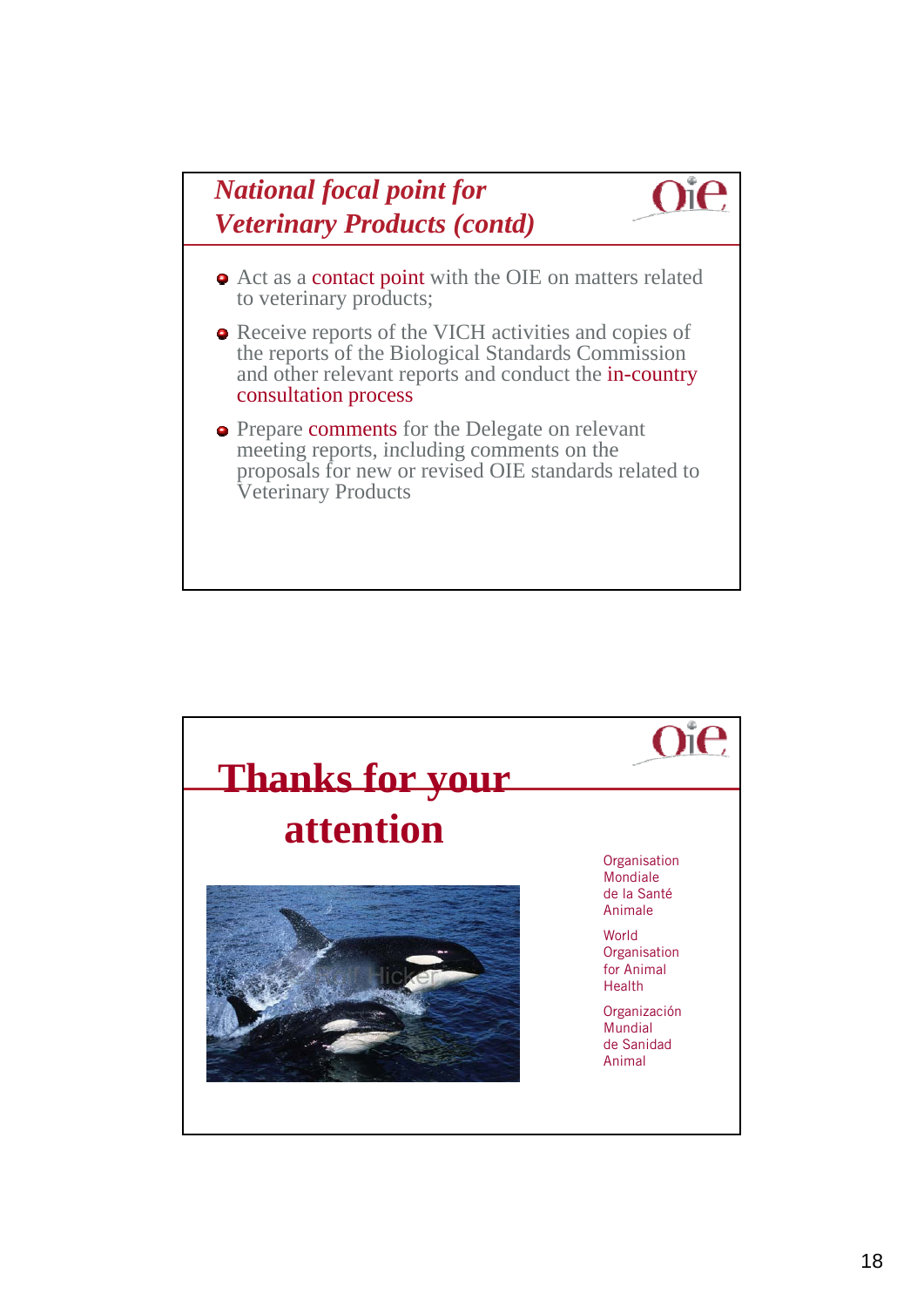## *National focal point for Veterinary Products (contd)*

- Act as a contact point with the OIE on matters related to veterinary products;
- Receive reports of the VICH activities and copies of the reports of the Biological Standards Commission and other relevant reports and conduct the in-country consultation process
- Prepare comments for the Delegate on relevant meeting reports, including comments on the proposals for new or revised OIE standards related to Veterinary Products

# Thanks for your attention

Organisation Mondiale de la Santé Animale

World Organisation for Animal Health

Organización Mundial de Sanidad Animal